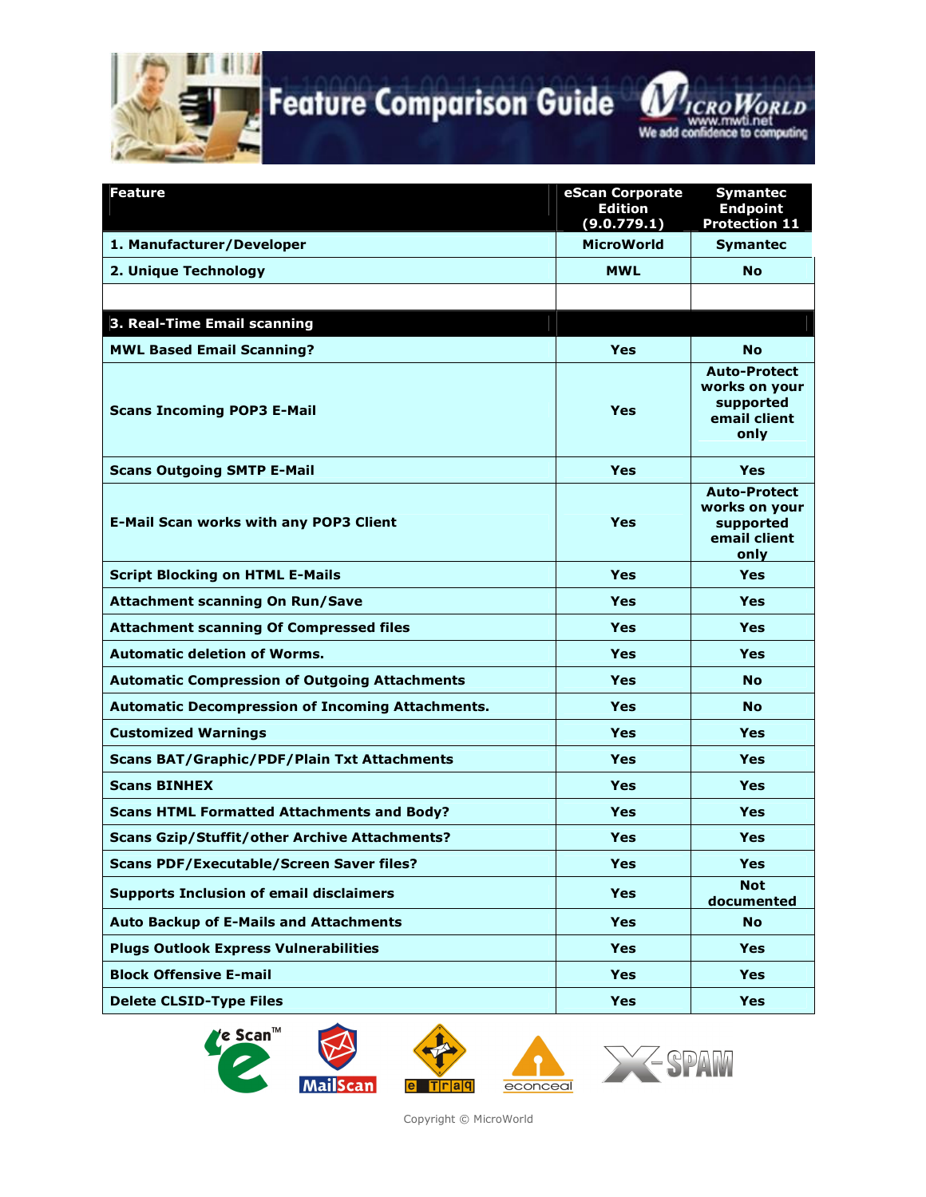# Feature Comparison Guide

MicroWorld
www.mwti.net
We add confidence to computing

| Feature | eScan Corporate Edition (9.0.779.1) | Symantec Endpoint Protection 11 |
|---|---|---|
| **1. Manufacturer/Developer** | **MicroWorld** | **Symantec** |
| **2. Unique Technology** | **MWL** | **No** |
| | | |
| **3. Real-Time Email scanning** | | |
| **MWL Based Email Scanning?** | **Yes** | **No** |
| **Scans Incoming POP3 E-Mail** | **Yes** | **Auto-Protect works on your supported email client only** |
| **Scans Outgoing SMTP E-Mail** | **Yes** | **Yes** |
| **E-Mail Scan works with any POP3 Client** | **Yes** | **Auto-Protect works on your supported email client only** |
| **Script Blocking on HTML E-Mails** | **Yes** | **Yes** |
| **Attachment scanning On Run/Save** | **Yes** | **Yes** |
| **Attachment scanning Of Compressed files** | **Yes** | **Yes** |
| **Automatic deletion of Worms.** | **Yes** | **Yes** |
| **Automatic Compression of Outgoing Attachments** | **Yes** | **No** |
| **Automatic Decompression of Incoming Attachments.** | **Yes** | **No** |
| **Customized Warnings** | **Yes** | **Yes** |
| **Scans BAT/Graphic/PDF/Plain Txt Attachments** | **Yes** | **Yes** |
| **Scans BINHEX** | **Yes** | **Yes** |
| **Scans HTML Formatted Attachments and Body?** | **Yes** | **Yes** |
| **Scans Gzip/Stuffit/other Archive Attachments?** | **Yes** | **Yes** |
| **Scans PDF/Executable/Screen Saver files?** | **Yes** | **Yes** |
| **Supports Inclusion of email disclaimers** | **Yes** | **Not documented** |
| **Auto Backup of E-Mails and Attachments** | **Yes** | **No** |
| **Plugs Outlook Express Vulnerabilities** | **Yes** | **Yes** |
| **Block Offensive E-mail** | **Yes** | **Yes** |
| **Delete CLSID-Type Files** | **Yes** | **Yes** |

eScan™ MailScan eTraq econceal X-SPAM

Copyright © MicroWorld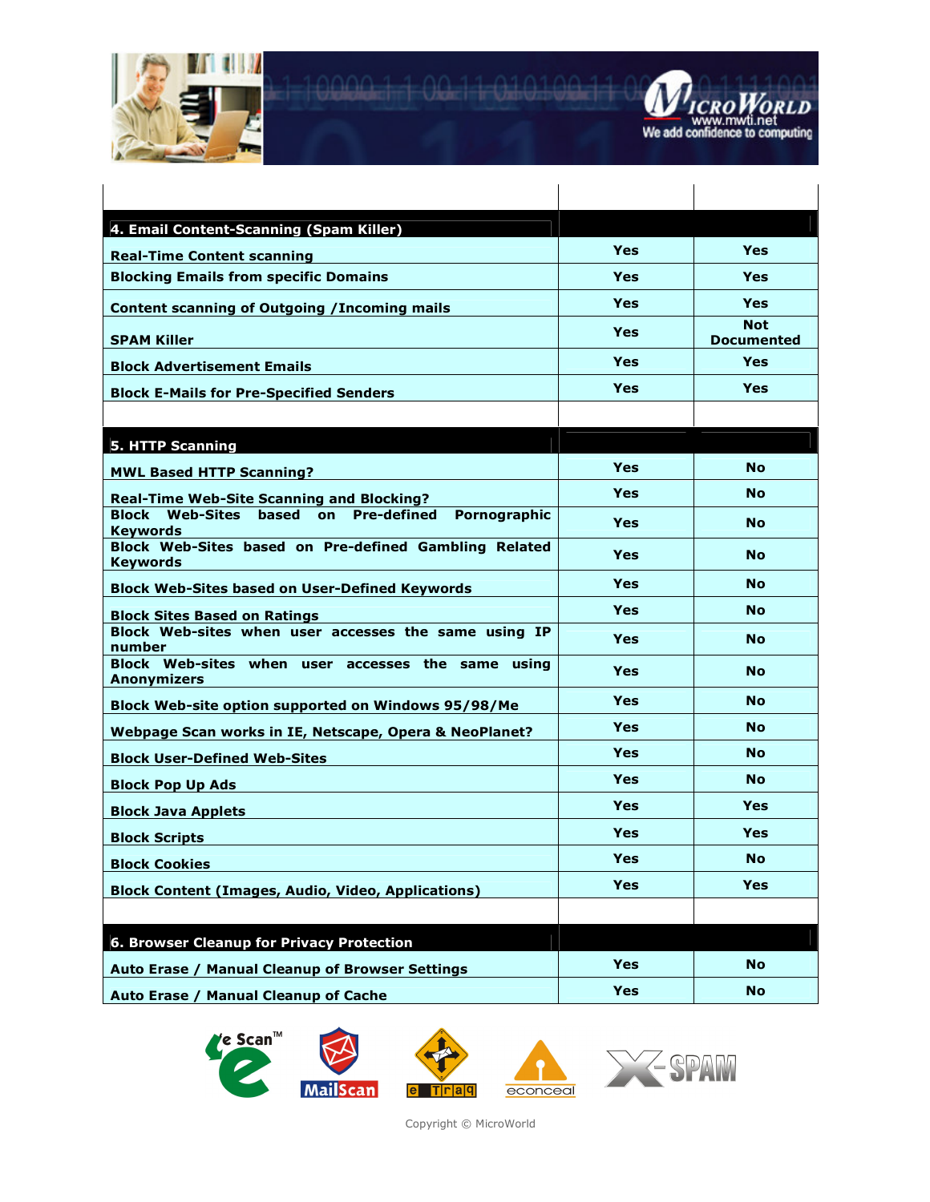| | | |
|---|---|---|
| **4. Email Content-Scanning (Spam Killer)** | | |
| **Real-Time Content scanning** | **Yes** | **Yes** |
| **Blocking Emails from specific Domains** | **Yes** | **Yes** |
| **Content scanning of Outgoing /Incoming mails** | **Yes** | **Yes** |
| **SPAM Killer** | **Yes** | **Not Documented** |
| **Block Advertisement Emails** | **Yes** | **Yes** |
| **Block E-Mails for Pre-Specified Senders** | **Yes** | **Yes** |
| | | |
| **5. HTTP Scanning** | | |
| **MWL Based HTTP Scanning?** | **Yes** | **No** |
| **Real-Time Web-Site Scanning and Blocking?** | **Yes** | **No** |
| **Block Web-Sites based on Pre-defined Pornographic Keywords** | **Yes** | **No** |
| **Block Web-Sites based on Pre-defined Gambling Related Keywords** | **Yes** | **No** |
| **Block Web-Sites based on User-Defined Keywords** | **Yes** | **No** |
| **Block Sites Based on Ratings** | **Yes** | **No** |
| **Block Web-sites when user accesses the same using IP number** | **Yes** | **No** |
| **Block Web-sites when user accesses the same using Anonymizers** | **Yes** | **No** |
| **Block Web-site option supported on Windows 95/98/Me** | **Yes** | **No** |
| **Webpage Scan works in IE, Netscape, Opera & NeoPlanet?** | **Yes** | **No** |
| **Block User-Defined Web-Sites** | **Yes** | **No** |
| **Block Pop Up Ads** | **Yes** | **No** |
| **Block Java Applets** | **Yes** | **Yes** |
| **Block Scripts** | **Yes** | **Yes** |
| **Block Cookies** | **Yes** | **No** |
| **Block Content (Images, Audio, Video, Applications)** | **Yes** | **Yes** |
| | | |
| **6. Browser Cleanup for Privacy Protection** | | |
| **Auto Erase / Manual Cleanup of Browser Settings** | **Yes** | **No** |
| **Auto Erase / Manual Cleanup of Cache** | **Yes** | **No** |

Copyright © MicroWorld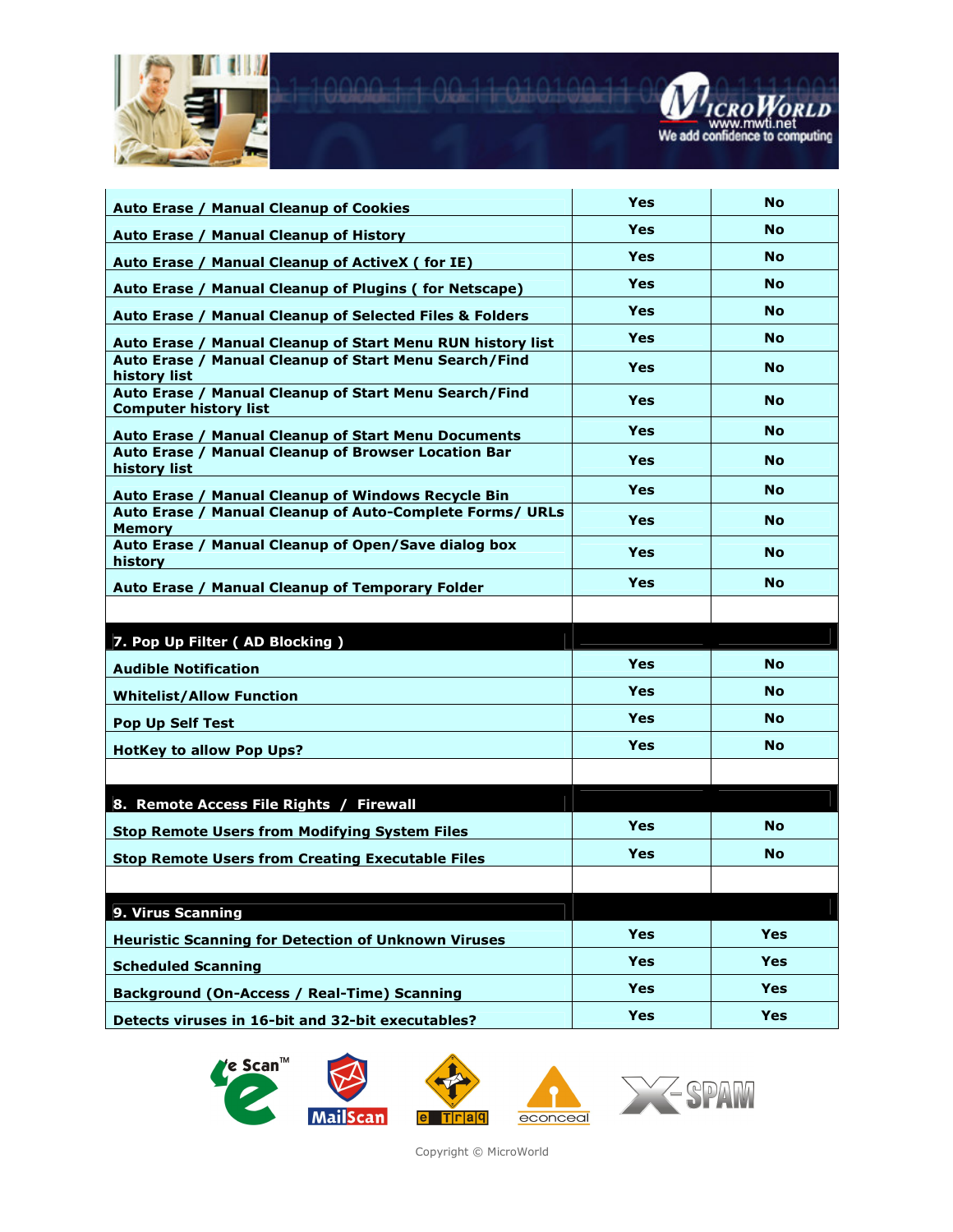| | | |
|---|---|---|
| Auto Erase / Manual Cleanup of Cookies | Yes | No |
| Auto Erase / Manual Cleanup of History | Yes | No |
| Auto Erase / Manual Cleanup of ActiveX ( for IE) | Yes | No |
| Auto Erase / Manual Cleanup of Plugins ( for Netscape) | Yes | No |
| Auto Erase / Manual Cleanup of Selected Files & Folders | Yes | No |
| Auto Erase / Manual Cleanup of Start Menu RUN history list | Yes | No |
| Auto Erase / Manual Cleanup of Start Menu Search/Find history list | Yes | No |
| Auto Erase / Manual Cleanup of Start Menu Search/Find Computer history list | Yes | No |
| Auto Erase / Manual Cleanup of Start Menu Documents | Yes | No |
| Auto Erase / Manual Cleanup of Browser Location Bar history list | Yes | No |
| Auto Erase / Manual Cleanup of Windows Recycle Bin | Yes | No |
| Auto Erase / Manual Cleanup of Auto-Complete Forms/ URLs Memory | Yes | No |
| Auto Erase / Manual Cleanup of Open/Save dialog box history | Yes | No |
| Auto Erase / Manual Cleanup of Temporary Folder | Yes | No |
| | | |
| **7. Pop Up Filter ( AD Blocking )** | | |
| Audible Notification | Yes | No |
| Whitelist/Allow Function | Yes | No |
| Pop Up Self Test | Yes | No |
| HotKey to allow Pop Ups? | Yes | No |
| | | |
| **8. Remote Access File Rights / Firewall** | | |
| Stop Remote Users from Modifying System Files | Yes | No |
| Stop Remote Users from Creating Executable Files | Yes | No |
| | | |
| **9. Virus Scanning** | | |
| Heuristic Scanning for Detection of Unknown Viruses | Yes | Yes |
| Scheduled Scanning | Yes | Yes |
| Background (On-Access / Real-Time) Scanning | Yes | Yes |
| Detects viruses in 16-bit and 32-bit executables? | Yes | Yes |

Copyright © MicroWorld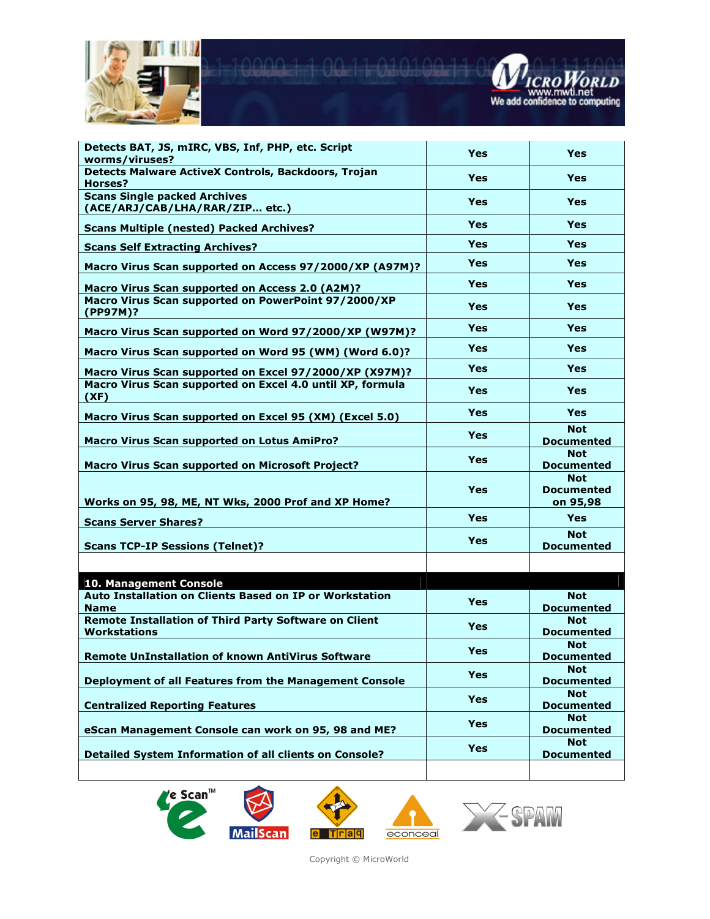| | | |
|---|---|---|
| **Detects BAT, JS, mIRC, VBS, Inf, PHP, etc. Script worms/viruses?** | **Yes** | **Yes** |
| **Detects Malware ActiveX Controls, Backdoors, Trojan Horses?** | **Yes** | **Yes** |
| **Scans Single packed Archives (ACE/ARJ/CAB/LHA/RAR/ZIP… etc.)** | **Yes** | **Yes** |
| **Scans Multiple (nested) Packed Archives?** | **Yes** | **Yes** |
| **Scans Self Extracting Archives?** | **Yes** | **Yes** |
| **Macro Virus Scan supported on Access 97/2000/XP (A97M)?** | **Yes** | **Yes** |
| **Macro Virus Scan supported on Access 2.0 (A2M)?** | **Yes** | **Yes** |
| **Macro Virus Scan supported on PowerPoint 97/2000/XP (PP97M)?** | **Yes** | **Yes** |
| **Macro Virus Scan supported on Word 97/2000/XP (W97M)?** | **Yes** | **Yes** |
| **Macro Virus Scan supported on Word 95 (WM) (Word 6.0)?** | **Yes** | **Yes** |
| **Macro Virus Scan supported on Excel 97/2000/XP (X97M)?** | **Yes** | **Yes** |
| **Macro Virus Scan supported on Excel 4.0 until XP, formula (XF)** | **Yes** | **Yes** |
| **Macro Virus Scan supported on Excel 95 (XM) (Excel 5.0)** | **Yes** | **Yes** |
| **Macro Virus Scan supported on Lotus AmiPro?** | **Yes** | **Not Documented** |
| **Macro Virus Scan supported on Microsoft Project?** | **Yes** | **Not Documented** |
| **Works on 95, 98, ME, NT Wks, 2000 Prof and XP Home?** | **Yes** | **Not Documented on 95,98** |
| **Scans Server Shares?** | **Yes** | **Yes** |
| **Scans TCP-IP Sessions (Telnet)?** | **Yes** | **Not Documented** |
| | | |
| **10. Management Console** | | |
| **Auto Installation on Clients Based on IP or Workstation Name** | **Yes** | **Not Documented** |
| **Remote Installation of Third Party Software on Client Workstations** | **Yes** | **Not Documented** |
| **Remote UnInstallation of known AntiVirus Software** | **Yes** | **Not Documented** |
| **Deployment of all Features from the Management Console** | **Yes** | **Not Documented** |
| **Centralized Reporting Features** | **Yes** | **Not Documented** |
| **eScan Management Console can work on 95, 98 and ME?** | **Yes** | **Not Documented** |
| **Detailed System Information of all clients on Console?** | **Yes** | **Not Documented** |
| | | |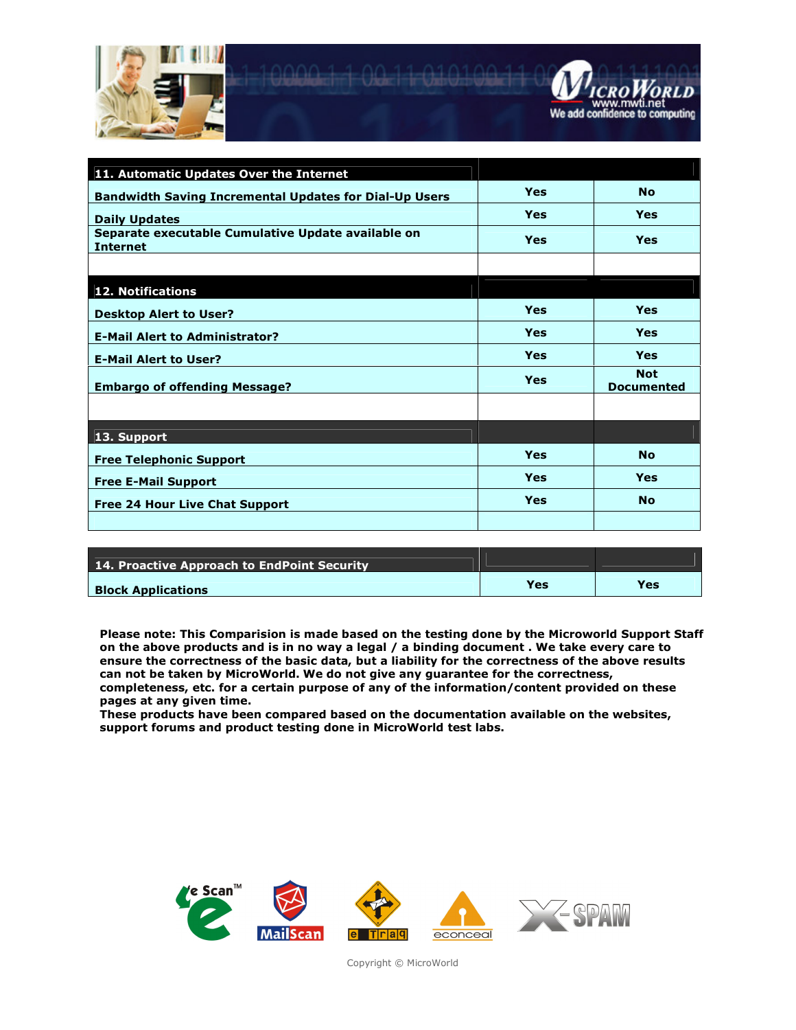| | | |
|---|---|---|
| **11. Automatic Updates Over the Internet** | | |
| **Bandwidth Saving Incremental Updates for Dial-Up Users** | **Yes** | **No** |
| **Daily Updates** | **Yes** | **Yes** |
| **Separate executable Cumulative Update available on Internet** | **Yes** | **Yes** |
| | | |
| **12. Notifications** | | |
| **Desktop Alert to User?** | **Yes** | **Yes** |
| **E-Mail Alert to Administrator?** | **Yes** | **Yes** |
| **E-Mail Alert to User?** | **Yes** | **Yes** |
| **Embargo of offending Message?** | **Yes** | **Not Documented** |
| | | |
| **13. Support** | | |
| **Free Telephonic Support** | **Yes** | **No** |
| **Free E-Mail Support** | **Yes** | **Yes** |
| **Free 24 Hour Live Chat Support** | **Yes** | **No** |
| | | |

| | | |
|---|---|---|
| **14. Proactive Approach to EndPoint Security** | | |
| **Block Applications** | **Yes** | **Yes** |

**Please note: This Comparision is made based on the testing done by the Microworld Support Staff on the above products and is in no way a legal / a binding document . We take every care to ensure the correctness of the basic data, but a liability for the correctness of the above results can not be taken by MicroWorld. We do not give any guarantee for the correctness, completeness, etc. for a certain purpose of any of the information/content provided on these pages at any given time.**
**These products have been compared based on the documentation available on the websites, support forums and product testing done in MicroWorld test labs.**

Copyright © MicroWorld